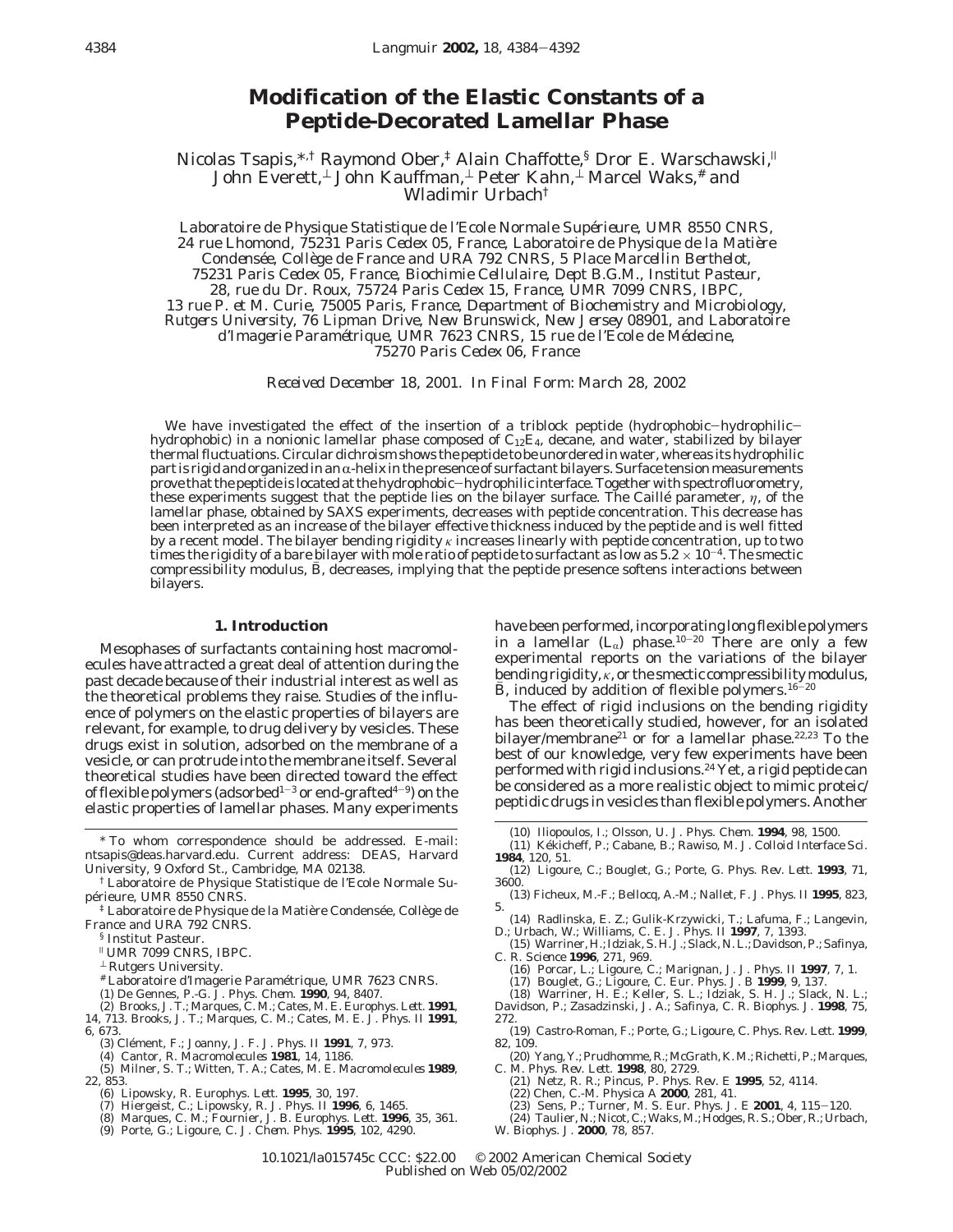# Modification of the Elastic Constants of a Peptide-Decorated Lamellar Phase

Nicolas Tsapis,*,† Raymond Ober,‡ Alain Chaffotte,§ Dror E. Warschawski,‖ John Everett,⊥ John Kauffman,⊥ Peter Kahn,⊥ Marcel Waks,# and Wladimir Urbach†

*Laboratoire de Physique Statistique de l'Ecole Normale Supérieure, UMR 8550 CNRS, 24 rue Lhomond, 75231 Paris Cedex 05, France, Laboratoire de Physique de la Matière Condensée, Collège de France and URA 792 CNRS, 5 Place Marcellin Berthelot, 75231 Paris Cedex 05, France, Biochimie Cellulaire, Dept B.G.M., Institut Pasteur, 28, rue du Dr. Roux, 75724 Paris Cedex 15, France, UMR 7099 CNRS, IBPC, 13 rue P. et M. Curie, 75005 Paris, France, Department of Biochemistry and Microbiology, Rutgers University, 76 Lipman Drive, New Brunswick, New Jersey 08901, and Laboratoire d'Imagerie Paramétrique, UMR 7623 CNRS, 15 rue de l'Ecole de Médecine, 75270 Paris Cedex 06, France*

*Received December 18, 2001. In Final Form: March 28, 2002*

We have investigated the effect of the insertion of a triblock peptide (hydrophobic–hydrophilic–hydrophobic) in a nonionic lamellar phase composed of $C_{12}E_4$, decane, and water, stabilized by bilayer thermal fluctuations. Circular dichroism shows the peptide to be unordered in water, whereas its hydrophilic part is rigid and organized in an α-helix in the presence of surfactant bilayers. Surface tension measurements prove that the peptide is located at the hydrophobic–hydrophilic interface. Together with spectrofluorometry, these experiments suggest that the peptide lies on the bilayer surface. The Caillé parameter, $\eta$, of the lamellar phase, obtained by SAXS experiments, decreases with peptide concentration. This decrease has been interpreted as an increase of the bilayer effective thickness induced by the peptide and is well fitted by a recent model. The bilayer bending rigidity $\kappa$ increases linearly with peptide concentration, up to two times the rigidity of a bare bilayer with mole ratio of peptide to surfactant as low as $5.2 \times 10^{-4}$. The smectic compressibility modulus, $\bar{B}$, decreases, implying that the peptide presence softens interactions between bilayers.

## 1. Introduction

Mesophases of surfactants containing host macromolecules have attracted a great deal of attention during the past decade because of their industrial interest as well as the theoretical problems they raise. Studies of the influence of polymers on the elastic properties of bilayers are relevant, for example, to drug delivery by vesicles. These drugs exist in solution, adsorbed on the membrane of a vesicle, or can protrude into the membrane itself. Several theoretical studies have been directed toward the effect of flexible polymers (adsorbed[1–3] or end-grafted[4–9]) on the elastic properties of lamellar phases. Many experiments have been performed, incorporating long flexible polymers in a lamellar ($L_\alpha$) phase.[10–20] There are only a few experimental reports on the variations of the bilayer bending rigidity, $\kappa$, or the smectic compressibility modulus, $\bar{B}$, induced by addition of flexible polymers.[16–20]

The effect of rigid inclusions on the bending rigidity has been theoretically studied, however, for an isolated bilayer/membrane[21] or for a lamellar phase.[22,23] To the best of our knowledge, very few experiments have been performed with rigid inclusions.[24] Yet, a rigid peptide can be considered as a more realistic object to mimic proteic/peptidic drugs in vesicles than flexible polymers. Another

* To whom correspondence should be addressed. E-mail: ntsapis@deas.harvard.edu. Current address: DEAS, Harvard University, 9 Oxford St., Cambridge, MA 02138.

† Laboratoire de Physique Statistique de l'Ecole Normale Supérieure, UMR 8550 CNRS.

‡ Laboratoire de Physique de la Matière Condensée, Collège de France and URA 792 CNRS.

§ Institut Pasteur.

‖ UMR 7099 CNRS, IBPC.

⊥ Rutgers University.

# Laboratoire d'Imagerie Paramétrique, UMR 7623 CNRS.

(1) De Gennes, P.-G. *J. Phys. Chem.* **1990**, *94*, 8407.
(2) Brooks, J. T.; Marques, C. M.; Cates, M. E. *Europhys. Lett.* **1991**, *14*, 713. Brooks, J. T.; Marques, C. M.; Cates, M. E. *J. Phys. II* **1991**, *6*, 673.
(3) Clément, F.; Joanny, J. F. *J. Phys. II* **1991**, *7*, 973.
(4) Cantor, R. *Macromolecules* **1981**, *14*, 1186.
(5) Milner, S. T.; Witten, T. A.; Cates, M. E. *Macromolecules* **1989**, *22*, 853.
(6) Lipowsky, R. *Europhys. Lett.* **1995**, *30*, 197.
(7) Hiergeist, C.; Lipowsky, R. *J. Phys. II* **1996**, *6*, 1465.
(8) Marques, C. M.; Fournier, J. B. *Europhys. Lett.* **1996**, *35*, 361.
(9) Porte, G.; Ligoure, C. *J. Chem. Phys.* **1995**, *102*, 4290.
(10) Iliopoulos, I.; Olsson, U. *J. Phys. Chem.* **1994**, *98*, 1500.
(11) Kékicheff, P.; Cabane, B.; Rawiso, M. *J. Colloid Interface Sci.* **1984**, *120*, 51.
(12) Ligoure, C.; Bouglet, G.; Porte, G. *Phys. Rev. Lett.* **1993**, *71*, 3600.
(13) Ficheux, M.-F.; Bellocq, A.-M.; Nallet, F. *J. Phys. II* **1995**, *823*, 5.
(14) Radlinska, E. Z.; Gulik-Krzywicki, T.; Lafuma, F.; Langevin, D.; Urbach, W.; Williams, C. E. *J. Phys. II* **1997**, *7*, 1393.
(15) Warriner, H.; Idziak, S. H. J.; Slack, N. L.; Davidson, P.; Safinya, C. R. *Science* **1996**, *271*, 969.
(16) Porcar, L.; Ligoure, C.; Marignan, J. *J. Phys. II* **1997**, *7*, 1.
(17) Bouglet, G.; Ligoure, C. *Eur. Phys. J. B* **1999**, *9*, 137.
(18) Warriner, H. E.; Keller, S. L.; Idziak, S. H. J.; Slack, N. L.; Davidson, P.; Zasadzinski, J. A.; Safinya, C. R. *Biophys. J.* **1998**, *75*, 272.
(19) Castro-Roman, F.; Porte, G.; Ligoure, C. *Phys. Rev. Lett.* **1999**, *82*, 109.
(20) Yang, Y.; Prudhomme, R.; McGrath, K. M.; Richetti, P.; Marques, C. M. *Phys. Rev. Lett.* **1998**, *80*, 2729.
(21) Netz, R. R.; Pincus, P. *Phys. Rev. E* **1995**, *52*, 4114.
(22) Chen, C.-M. *Physica A* **2000**, *281*, 41.
(23) Sens, P.; Turner, M. S. *Eur. Phys. J. E* **2001**, *4*, 115–120.
(24) Taulier, N.; Nicot, C.; Waks, M.; Hodges, R. S.; Ober, R.; Urbach, W. *Biophys. J.* **2000**, *78*, 857.

10.1021/la015745c CCC: $22.00 © 2002 American Chemical Society
Published on Web 05/02/2002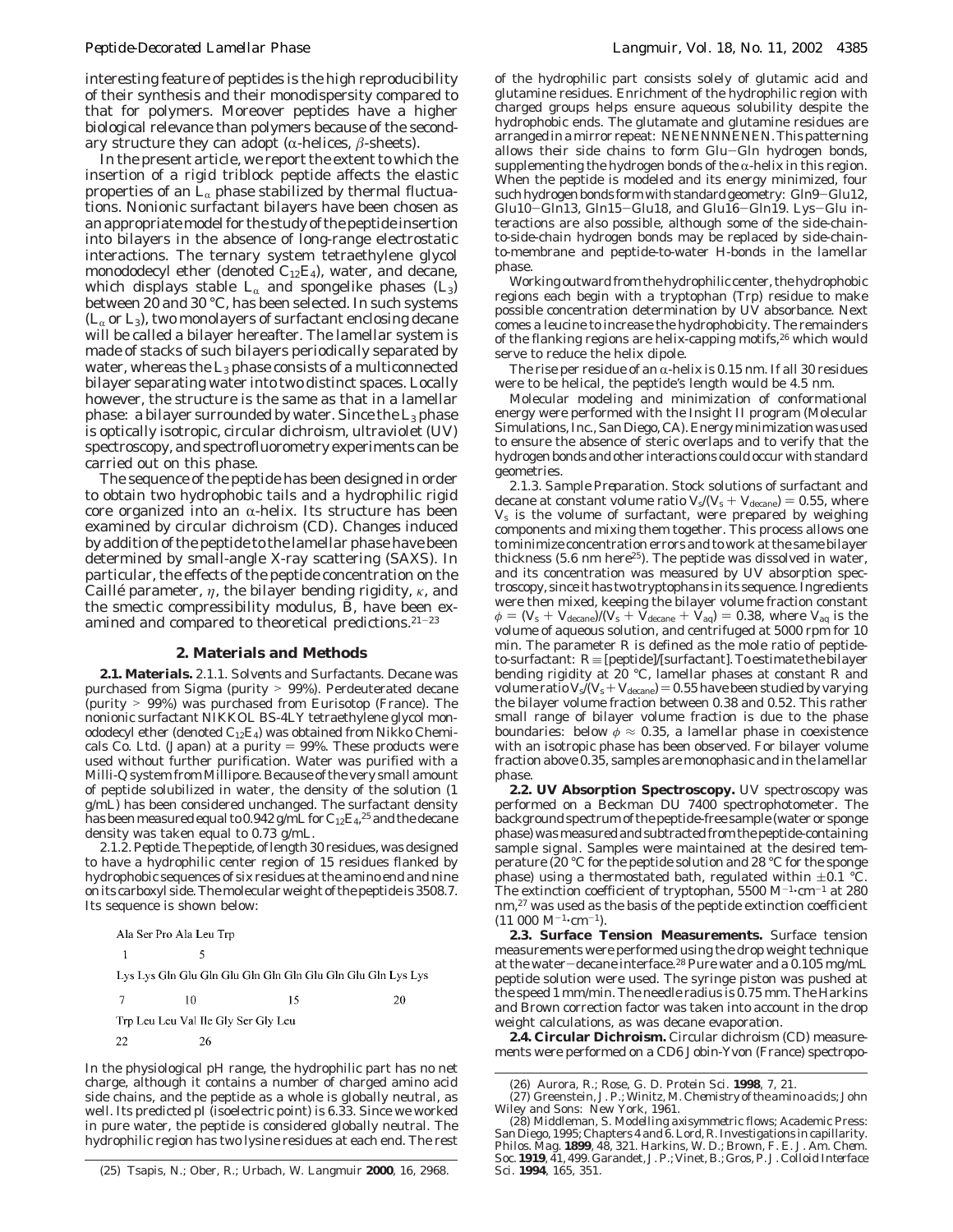interesting feature of peptides is the high reproducibility of their synthesis and their monodispersity compared to that for polymers. Moreover peptides have a higher biological relevance than polymers because of the secondary structure they can adopt (α-helices, β-sheets).

In the present article, we report the extent to which the insertion of a rigid triblock peptide affects the elastic properties of an $L_\alpha$ phase stabilized by thermal fluctuations. Nonionic surfactant bilayers have been chosen as an appropriate model for the study of the peptide insertion into bilayers in the absence of long-range electrostatic interactions. The ternary system tetraethylene glycol monododecyl ether (denoted $C_{12}E_4$), water, and decane, which displays stable $L_\alpha$ and spongelike phases ($L_3$) between 20 and 30 °C, has been selected. In such systems ($L_\alpha$ or $L_3$), two monolayers of surfactant enclosing decane will be called a bilayer hereafter. The lamellar system is made of stacks of such bilayers periodically separated by water, whereas the $L_3$ phase consists of a multiconnected bilayer separating water into two distinct spaces. Locally however, the structure is the same as that in a lamellar phase: a bilayer surrounded by water. Since the $L_3$ phase is optically isotropic, circular dichroism, ultraviolet (UV) spectroscopy, and spectrofluorometry experiments can be carried out on this phase.

The sequence of the peptide has been designed in order to obtain two hydrophobic tails and a hydrophilic rigid core organized into an α-helix. Its structure has been examined by circular dichroism (CD). Changes induced by addition of the peptide to the lamellar phase have been determined by small-angle X-ray scattering (SAXS). In particular, the effects of the peptide concentration on the Caillé parameter, $\eta$, the bilayer bending rigidity, $\kappa$, and the smectic compressibility modulus, $\bar{B}$, have been examined and compared to theoretical predictions.[21-23]

## 2. Materials and Methods

**2.1. Materials.** 2.1.1. *Solvents and Surfactants.* Decane was purchased from Sigma (purity > 99%). Perdeuterated decane (purity > 99%) was purchased from Eurisotop (France). The nonionic surfactant NIKKOL BS-4LY tetraethylene glycol monododecyl ether (denoted $C_{12}E_4$) was obtained from Nikko Chemicals Co. Ltd. (Japan) at a purity = 99%. These products were used without further purification. Water was purified with a Milli-Q system from Millipore. Because of the very small amount of peptide solubilized in water, the density of the solution (1 g/mL) has been considered unchanged. The surfactant density has been measured equal to 0.942 g/mL for $C_{12}E_4$,[25] and the decane density was taken equal to 0.73 g/mL.

2.1.2. *Peptide.* The peptide, of length 30 residues, was designed to have a hydrophilic center region of 15 residues flanked by hydrophobic sequences of six residues at the amino end and nine on its carboxyl side. The molecular weight of the peptide is 3508.7. Its sequence is shown below:

```
Ala Ser Pro Ala Leu Trp
1               5
Lys Lys Gln Glu Gln Glu Gln Gln Gln Glu Gln Glu Gln Lys Lys
7       10                      15                      20
Trp Leu Leu Val Ile Gly Ser Gly Leu
22          26
```

In the physiological pH range, the hydrophilic part has no net charge, although it contains a number of charged amino acid side chains, and the peptide as a whole is globally neutral, as well. Its predicted pI (isoelectric point) is 6.33. Since we worked in pure water, the peptide is considered globally neutral. The hydrophilic region has two lysine residues at each end. The rest of the hydrophilic part consists solely of glutamic acid and glutamine residues. Enrichment of the hydrophilic region with charged groups helps ensure aqueous solubility despite the hydrophobic ends. The glutamate and glutamine residues are arranged in a mirror repeat: NENENNNENEN. This patterning allows their side chains to form Glu–Gln hydrogen bonds, supplementing the hydrogen bonds of the α-helix in this region. When the peptide is modeled and its energy minimized, four such hydrogen bonds form with standard geometry: Gln9–Glu12, Glu10–Gln13, Gln15–Glu18, and Glu16–Gln19. Lys–Glu interactions are also possible, although some of the side-chain-to-side-chain hydrogen bonds may be replaced by side-chain-to-membrane and peptide-to-water H-bonds in the lamellar phase.

Working outward from the hydrophilic center, the hydrophobic regions each begin with a tryptophan (Trp) residue to make possible concentration determination by UV absorbance. Next comes a leucine to increase the hydrophobicity. The remainders of the flanking regions are helix-capping motifs,[26] which would serve to reduce the helix dipole.

The rise per residue of an α-helix is 0.15 nm. If all 30 residues were to be helical, the peptide's length would be 4.5 nm.

Molecular modeling and minimization of conformational energy were performed with the Insight II program (Molecular Simulations, Inc., San Diego, CA). Energy minimization was used to ensure the absence of steric overlaps and to verify that the hydrogen bonds and other interactions could occur with standard geometries.

2.1.3. *Sample Preparation.* Stock solutions of surfactant and decane at constant volume ratio $V_s/(V_s + V_{decane}) = 0.55$, where $V_s$ is the volume of surfactant, were prepared by weighing components and mixing them together. This process allows one to minimize concentration errors and to work at the same bilayer thickness (5.6 nm here[25]). The peptide was dissolved in water, and its concentration was measured by UV absorption spectroscopy, since it has two tryptophans in its sequence. Ingredients were then mixed, keeping the bilayer volume fraction constant $\phi = (V_s + V_{decane})/(V_s + V_{decane} + V_{aq}) = 0.38$, where $V_{aq}$ is the volume of aqueous solution, and centrifuged at 5000 rpm for 10 min. The parameter $R$ is defined as the mole ratio of peptide-to-surfactant: $R \equiv$ [peptide]/[surfactant]. To estimate the bilayer bending rigidity at 20 °C, lamellar phases at constant $R$ and volume ratio $V_s/(V_s + V_{decane}) = 0.55$ have been studied by varying the bilayer volume fraction between 0.38 and 0.52. This rather small range of bilayer volume fraction is due to the phase boundaries: below $\phi \approx 0.35$, a lamellar phase in coexistence with an isotropic phase has been observed. For bilayer volume fraction above 0.35, samples are monophasic and in the lamellar phase.

**2.2. UV Absorption Spectroscopy.** UV spectroscopy was performed on a Beckman DU 7400 spectrophotometer. The background spectrum of the peptide-free sample (water or sponge phase) was measured and subtracted from the peptide-containing sample signal. Samples were maintained at the desired temperature (20 °C for the peptide solution and 28 °C for the sponge phase) using a thermostated bath, regulated within ±0.1 °C. The extinction coefficient of tryptophan, 5500 $M^{-1}\cdot cm^{-1}$ at 280 nm,[27] was used as the basis of the peptide extinction coefficient (11 000 $M^{-1}\cdot cm^{-1}$).

**2.3. Surface Tension Measurements.** Surface tension measurements were performed using the drop weight technique at the water–decane interface.[28] Pure water and a 0.105 mg/mL peptide solution were used. The syringe piston was pushed at the speed 1 mm/min. The needle radius is 0.75 mm. The Harkins and Brown correction factor was taken into account in the drop weight calculations, as was decane evaporation.

**2.4. Circular Dichroism.** Circular dichroism (CD) measurements were performed on a CD6 Jobin-Yvon (France) spectropo-

(25) Tsapis, N.; Ober, R.; Urbach, W. *Langmuir* **2000**, *16*, 2968.

(26) Aurora, R.; Rose, G. D. *Protein Sci.* **1998**, *7*, 21.

(27) Greenstein, J. P.; Winitz, M. *Chemistry of the amino acids*; John Wiley and Sons: New York, 1961.

(28) Middleman, S. *Modelling axisymmetric flows*; Academic Press: San Diego, 1995; Chapters 4 and 6. Lord, R. Investigations in capillarity. *Philos. Mag.* **1899**, *48*, 321. Harkins, W. D.; Brown, F. E. *J. Am. Chem. Soc.* **1919**, *41*, 499. Garandet, J. P.; Vinet, B.; Gros, P. *J. Colloid Interface Sci.* **1994**, *165*, 351.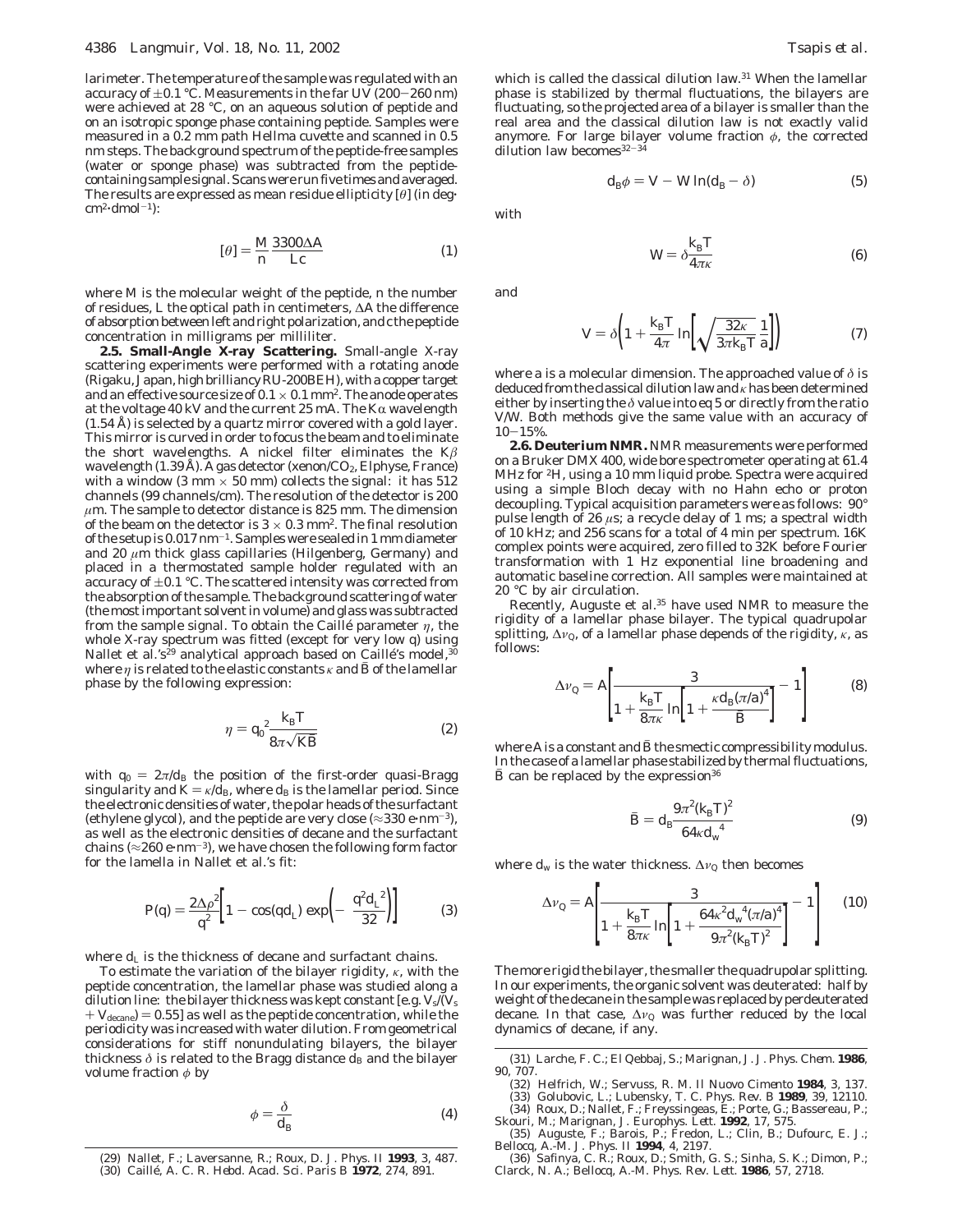larimeter. The temperature of the sample was regulated with an accuracy of ±0.1 °C. Measurements in the far UV (200−260 nm) were achieved at 28 °C, on an aqueous solution of peptide and on an isotropic sponge phase containing peptide. Samples were measured in a 0.2 mm path Hellma cuvette and scanned in 0.5 nm steps. The background spectrum of the peptide-free samples (water or sponge phase) was subtracted from the peptide-containing sample signal. Scans were run five times and averaged. The results are expressed as mean residue ellipticity $[\theta]$ (in deg·cm$^2$·dmol$^{-1}$):

$$[\theta] = \frac{M}{n}\frac{3300\Delta A}{Lc} \tag{1}$$

where $M$ is the molecular weight of the peptide, $n$ the number of residues, $L$ the optical path in centimeters, $\Delta A$ the difference of absorption between left and right polarization, and $c$ the peptide concentration in milligrams per milliliter.

**2.5. Small-Angle X-ray Scattering.** Small-angle X-ray scattering experiments were performed with a rotating anode (Rigaku, Japan, high brilliancy RU-200BEH), with a copper target and an effective source size of $0.1 \times 0.1$ mm$^2$. The anode operates at the voltage 40 kV and the current 25 mA. The K$\alpha$ wavelength (1.54 Å) is selected by a quartz mirror covered with a gold layer. This mirror is curved in order to focus the beam and to eliminate the short wavelengths. A nickel filter eliminates the K$\beta$ wavelength (1.39 Å). A gas detector (xenon/$CO_2$, Elphyse, France) with a window (3 mm × 50 mm) collects the signal: it has 512 channels (99 channels/cm). The resolution of the detector is 200 $\mu$m. The sample to detector distance is 825 mm. The dimension of the beam on the detector is $3 \times 0.3$ mm$^2$. The final resolution of the setup is 0.017 nm$^{-1}$. Samples were sealed in 1 mm diameter and 20 $\mu$m thick glass capillaries (Hilgenberg, Germany) and placed in a thermostated sample holder regulated with an accuracy of ±0.1 °C. The scattered intensity was corrected from the absorption of the sample. The background scattering of water (the most important solvent in volume) and glass was subtracted from the sample signal. To obtain the Caillé parameter $\eta$, the whole X-ray spectrum was fitted (except for very low $q$) using Nallet et al.'s[29] analytical approach based on Caillé's model,[30] where $\eta$ is related to the elastic constants $\kappa$ and $\bar{B}$ of the lamellar phase by the following expression:

$$\eta = q_0^2 \frac{k_B T}{8\pi\sqrt{K\bar{B}}} \tag{2}$$

with $q_0 = 2\pi/d_B$ the position of the first-order quasi-Bragg singularity and $K = \kappa/d_B$, where $d_B$ is the lamellar period. Since the electronic densities of water, the polar heads of the surfactant (ethylene glycol), and the peptide are very close (≈330 e·nm$^{-3}$), as well as the electronic densities of decane and the surfactant chains (≈260 e·nm$^{-3}$), we have chosen the following form factor for the lamella in Nallet et al.'s fit:

$$P(q) = \frac{2\Delta\rho^2}{q^2}\left[1 - \cos(qd_L)\exp\left(-\frac{q^2 d_L^{\,2}}{32}\right)\right] \tag{3}$$

where $d_L$ is the thickness of decane and surfactant chains.

To estimate the variation of the bilayer rigidity, $\kappa$, with the peptide concentration, the lamellar phase was studied along a dilution line: the bilayer thickness was kept constant [e.g. $V_s/(V_s + V_{decane}) = 0.55$] as well as the peptide concentration, while the periodicity was increased with water dilution. From geometrical considerations for stiff nonundulating bilayers, the bilayer thickness $\delta$ is related to the Bragg distance $d_B$ and the bilayer volume fraction $\phi$ by

$$\phi = \frac{\delta}{d_B} \tag{4}$$

which is called the classical dilution law.[31] When the lamellar phase is stabilized by thermal fluctuations, the bilayers are fluctuating, so the projected area of a bilayer is smaller than the real area and the classical dilution law is not exactly valid anymore. For large bilayer volume fraction $\phi$, the corrected dilution law becomes[32−34]

$$d_B\phi = V - W\ln(d_B - \delta) \tag{5}$$

with

$$W = \delta\frac{k_B T}{4\pi\kappa} \tag{6}$$

and

$$V = \delta\left(1 + \frac{k_B T}{4\pi}\ln\left[\sqrt{\frac{32\kappa}{3\pi k_B T}}\,\frac{1}{a}\right]\right) \tag{7}$$

where $a$ is a molecular dimension. The approached value of $\delta$ is deduced from the classical dilution law and $\kappa$ has been determined either by inserting the $\delta$ value into eq 5 or directly from the ratio $V/W$. Both methods give the same value with an accuracy of 10−15%.

**2.6. Deuterium NMR.** NMR measurements were performed on a Bruker DMX 400, wide bore spectrometer operating at 61.4 MHz for $^2$H, using a 10 mm liquid probe. Spectra were acquired using a simple Bloch decay with no Hahn echo or proton decoupling. Typical acquisition parameters were as follows: 90° pulse length of 26 $\mu$s; a recycle delay of 1 ms; a spectral width of 10 kHz; and 256 scans for a total of 4 min per spectrum. 16K complex points were acquired, zero filled to 32K before Fourier transformation with 1 Hz exponential line broadening and automatic baseline correction. All samples were maintained at 20 °C by air circulation.

Recently, Auguste et al.[35] have used NMR to measure the rigidity of a lamellar phase bilayer. The typical quadrupolar splitting, $\Delta\nu_Q$, of a lamellar phase depends of the rigidity, $\kappa$, as follows:

$$\Delta\nu_Q = A\left[\frac{3}{1 + \frac{k_B T}{8\pi\kappa}\ln\left[1 + \frac{\kappa d_B(\pi/a)^4}{\bar{B}}\right]} - 1\right] \tag{8}$$

where $A$ is a constant and $\bar{B}$ the smectic compressibility modulus. In the case of a lamellar phase stabilized by thermal fluctuations, $\bar{B}$ can be replaced by the expression[36]

$$\bar{B} = d_B\frac{9\pi^2(k_B T)^2}{64\kappa d_w^{\,4}} \tag{9}$$

where $d_w$ is the water thickness. $\Delta\nu_Q$ then becomes

$$\Delta\nu_Q = A\left[\frac{3}{1 + \frac{k_B T}{8\pi\kappa}\ln\left[1 + \frac{64\kappa^2 d_w^{\,4}(\pi/a)^4}{9\pi^2(k_B T)^2}\right]} - 1\right] \tag{10}$$

The more rigid the bilayer, the smaller the quadrupolar splitting. In our experiments, the organic solvent was deuterated: half by weight of the decane in the sample was replaced by perdeuterated decane. In that case, $\Delta\nu_Q$ was further reduced by the local dynamics of decane, if any.

(29) Nallet, F.; Laversanne, R.; Roux, D. *J. Phys. II* **1993**, 3, 487.
(30) Caillé, A. C. R. *Hebd. Acad. Sci. Paris B* **1972**, 274, 891.
(31) Larche, F. C.; El Qebbaj, S.; Marignan, J. *J. Phys. Chem.* **1986**, 90, 707.
(32) Helfrich, W.; Servuss, R. M. *Il Nuovo Cimento* **1984**, 3, 137.
(33) Golubovic, L.; Lubensky, T. C. *Phys. Rev. B* **1989**, 39, 12110.
(34) Roux, D.; Nallet, F.; Freyssingeas, E.; Porte, G.; Bassereau, P.; Skouri, M.; Marignan, J. *Europhys. Lett.* **1992**, 17, 575.
(35) Auguste, F.; Barois, P.; Fredon, L.; Clin, B.; Dufourc, E. J.; Bellocq, A.-M. *J. Phys. II* **1994**, 4, 2197.
(36) Safinya, C. R.; Roux, D.; Smith, G. S.; Sinha, S. K.; Dimon, P.; Clarck, N. A.; Bellocq, A.-M. *Phys. Rev. Lett.* **1986**, 57, 2718.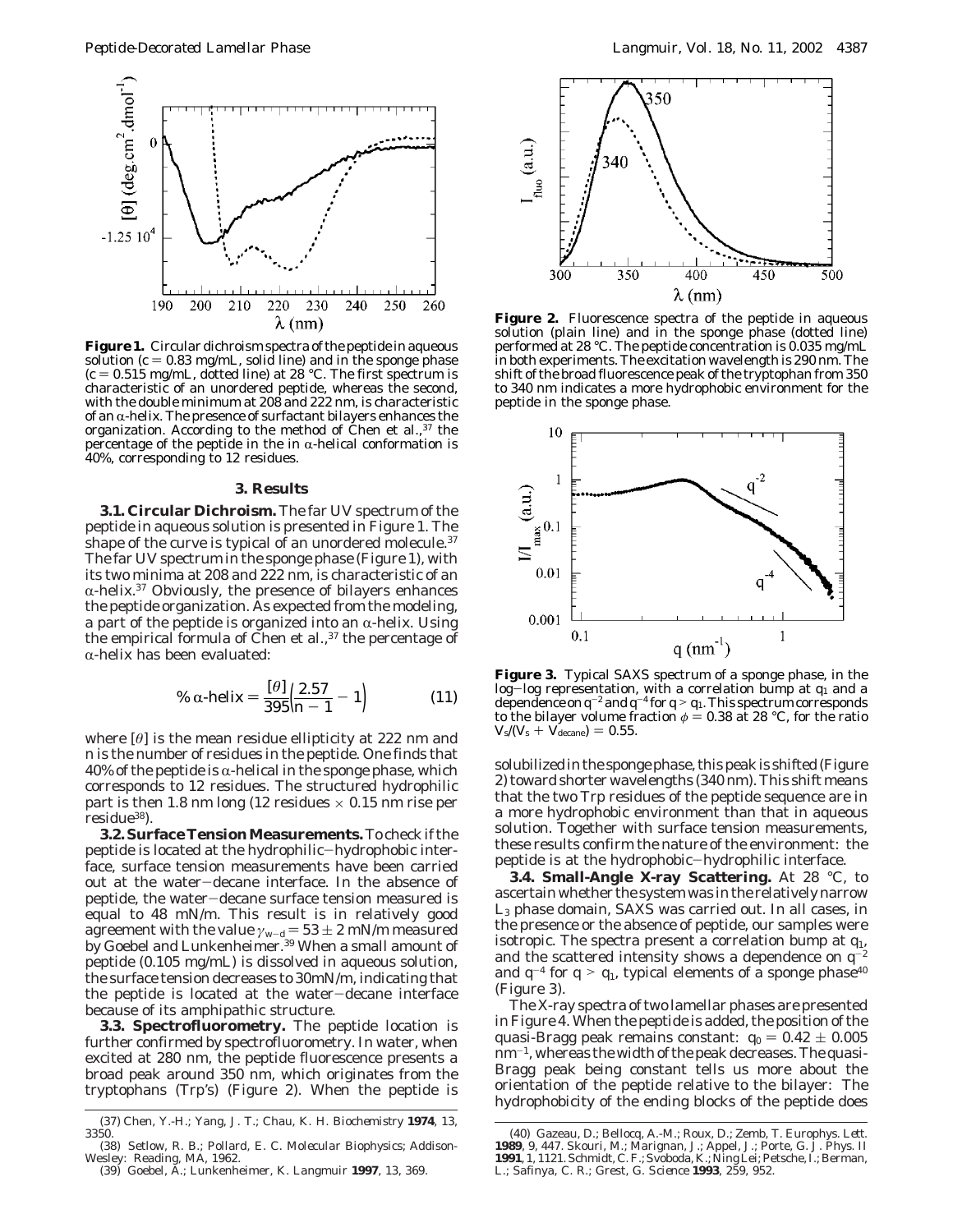**Figure 1.** Circular dichroism spectra of the peptide in aqueous solution ($c = 0.83$ mg/mL, solid line) and in the sponge phase ($c = 0.515$ mg/mL, dotted line) at 28 °C. The first spectrum is characteristic of an unordered peptide, whereas the second, with the double minimum at 208 and 222 nm, is characteristic of an α-helix. The presence of surfactant bilayers enhances the organization. According to the method of Chen et al.,[37] the percentage of the peptide in the in α-helical conformation is 40%, corresponding to 12 residues.

## 3. Results

**3.1. Circular Dichroism.** The far UV spectrum of the peptide in aqueous solution is presented in Figure 1. The shape of the curve is typical of an unordered molecule.[37] The far UV spectrum in the sponge phase (Figure 1), with its two minima at 208 and 222 nm, is characteristic of an α-helix.[37] Obviously, the presence of bilayers enhances the peptide organization. As expected from the modeling, a part of the peptide is organized into an α-helix. Using the empirical formula of Chen et al.,[37] the percentage of α-helix has been evaluated:

$$\%\ \alpha\text{-helix} = \frac{[\theta]}{395}\left(\frac{2.57}{n-1} - 1\right) \tag{11}$$

where $[\theta]$ is the mean residue ellipticity at 222 nm and $n$ is the number of residues in the peptide. One finds that 40% of the peptide is α-helical in the sponge phase, which corresponds to 12 residues. The structured hydrophilic part is then 1.8 nm long (12 residues × 0.15 nm rise per residue[38]).

**3.2. Surface Tension Measurements.** To check if the peptide is located at the hydrophilic–hydrophobic interface, surface tension measurements have been carried out at the water–decane interface. In the absence of peptide, the water–decane surface tension measured is equal to 48 mN/m. This result is in relatively good agreement with the value $\gamma_{w-d} = 53 \pm 2$ mN/m measured by Goebel and Lunkenheimer.[39] When a small amount of peptide (0.105 mg/mL) is dissolved in aqueous solution, the surface tension decreases to 30mN/m, indicating that the peptide is located at the water–decane interface because of its amphipathic structure.

**3.3. Spectrofluorometry.** The peptide location is further confirmed by spectrofluorometry. In water, when excited at 280 nm, the peptide fluorescence presents a broad peak around 350 nm, which originates from the tryptophans (Trp's) (Figure 2). When the peptide is solubilized in the sponge phase, this peak is shifted (Figure 2) toward shorter wavelengths (340 nm). This shift means that the two Trp residues of the peptide sequence are in a more hydrophobic environment than that in aqueous solution. Together with surface tension measurements, these results confirm the nature of the environment: the peptide is at the hydrophobic–hydrophilic interface.

**Figure 2.** Fluorescence spectra of the peptide in aqueous solution (plain line) and in the sponge phase (dotted line) performed at 28 °C. The peptide concentration is 0.035 mg/mL in both experiments. The excitation wavelength is 290 nm. The shift of the broad fluorescence peak of the tryptophan from 350 to 340 nm indicates a more hydrophobic environment for the peptide in the sponge phase.

**Figure 3.** Typical SAXS spectrum of a sponge phase, in the log–log representation, with a correlation bump at $q_1$ and a dependence on $q^{-2}$ and $q^{-4}$ for $q > q_1$. This spectrum corresponds to the bilayer volume fraction $\phi = 0.38$ at 28 °C, for the ratio $V_s/(V_s + V_{decane}) = 0.55$.

**3.4. Small-Angle X-ray Scattering.** At 28 °C, to ascertain whether the system was in the relatively narrow $L_3$ phase domain, SAXS was carried out. In all cases, in the presence or the absence of peptide, our samples were isotropic. The spectra present a correlation bump at $q_1$, and the scattered intensity shows a dependence on $q^{-2}$ and $q^{-4}$ for $q > q_1$, typical elements of a sponge phase[40] (Figure 3).

The X-ray spectra of two lamellar phases are presented in Figure 4. When the peptide is added, the position of the quasi-Bragg peak remains constant: $q_0 = 0.42 \pm 0.005$ nm$^{-1}$, whereas the width of the peak decreases. The quasi-Bragg peak being constant tells us more about the orientation of the peptide relative to the bilayer: The hydrophobicity of the ending blocks of the peptide does

(37) Chen, Y.-H.; Yang, J. T.; Chau, K. H. *Biochemistry* **1974**, 13, 3350.

(38) Setlow, R. B.; Pollard, E. C. *Molecular Biophysics*; Addison-Wesley: Reading, MA, 1962.

(39) Goebel, A.; Lunkenheimer, K. *Langmuir* **1997**, 13, 369.

(40) Gazeau, D.; Bellocq, A.-M.; Roux, D.; Zemb, T. *Europhys. Lett.* **1989**, 9, 447. Skouri, M.; Marignan, J.; Appel, J.; Porte, G. *J. Phys. II* **1991**, 1, 1121. Schmidt, C. F.; Svoboda, K.; Ning Lei; Petsche, I.; Berman, L.; Safinya, C. R.; Grest, G. *Science* **1993**, 259, 952.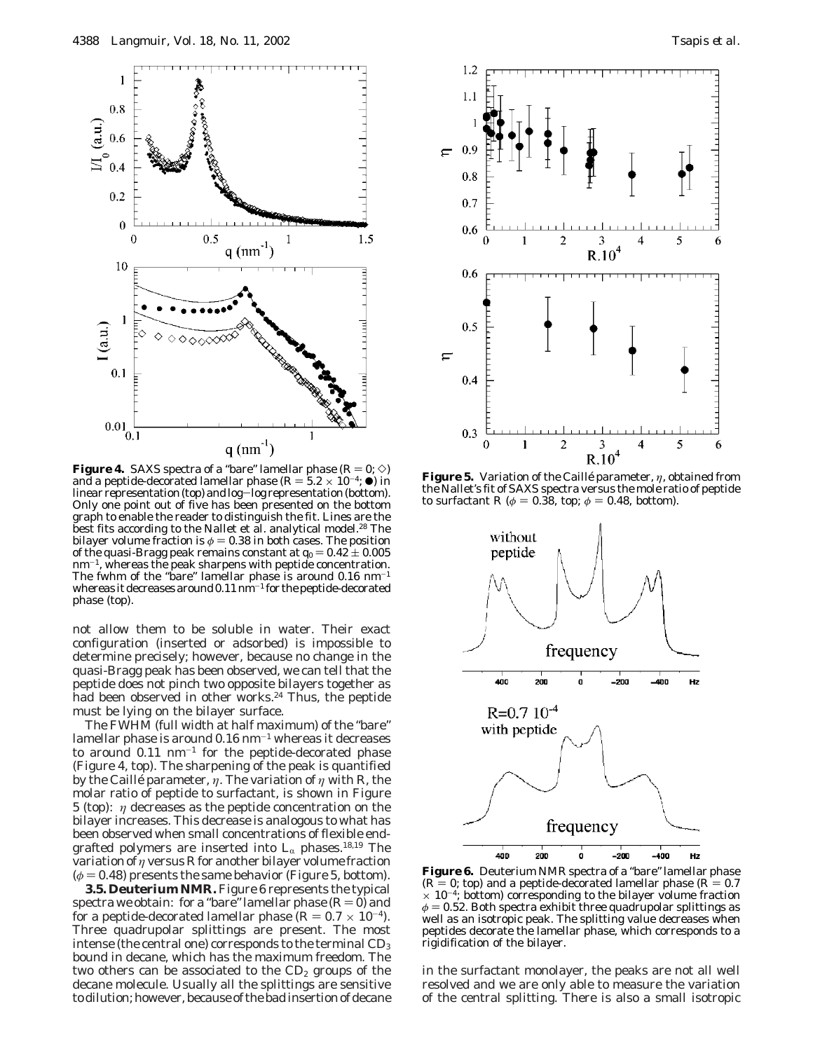**Figure 4.** SAXS spectra of a "bare" lamellar phase ($R = 0$; ◇) and a peptide-decorated lamellar phase ($R = 5.2 \times 10^{-4}$; ●) in linear representation (top) and log–log representation (bottom). Only one point out of five has been presented on the bottom graph to enable the reader to distinguish the fit. Lines are the best fits according to the Nallet et al. analytical model.[28] The bilayer volume fraction is $\phi = 0.38$ in both cases. The position of the quasi-Bragg peak remains constant at $q_0 = 0.42 \pm 0.005$ nm$^{-1}$, whereas the peak sharpens with peptide concentration. The fwhm of the "bare" lamellar phase is around 0.16 nm$^{-1}$ whereas it decreases around 0.11 nm$^{-1}$ for the peptide-decorated phase (top).

**Figure 5.** Variation of the Caillé parameter, $\eta$, obtained from the Nallet's fit of SAXS spectra versus the mole ratio of peptide to surfactant R ($\phi = 0.38$, top; $\phi = 0.48$, bottom).

**Figure 6.** Deuterium NMR spectra of a "bare" lamellar phase ($R = 0$; top) and a peptide-decorated lamellar phase ($R = 0.7 \times 10^{-4}$; bottom) corresponding to the bilayer volume fraction $\phi = 0.52$. Both spectra exhibit three quadrupolar splittings as well as an isotropic peak. The splitting value decreases when peptides decorate the lamellar phase, which corresponds to a rigidification of the bilayer.

not allow them to be soluble in water. Their exact configuration (inserted or adsorbed) is impossible to determine precisely; however, because no change in the quasi-Bragg peak has been observed, we can tell that the peptide does not pinch two opposite bilayers together as had been observed in other works.[24] Thus, the peptide must be lying on the bilayer surface.

The FWHM (full width at half maximum) of the "bare" lamellar phase is around 0.16 nm$^{-1}$ whereas it decreases to around 0.11 nm$^{-1}$ for the peptide-decorated phase (Figure 4, top). The sharpening of the peak is quantified by the Caillé parameter, $\eta$. The variation of $\eta$ with R, the molar ratio of peptide to surfactant, is shown in Figure 5 (top): $\eta$ decreases as the peptide concentration on the bilayer increases. This decrease is analogous to what has been observed when small concentrations of flexible end-grafted polymers are inserted into $L_\alpha$ phases.[18,19] The variation of $\eta$ versus R for another bilayer volume fraction ($\phi = 0.48$) presents the same behavior (Figure 5, bottom).

**3.5. Deuterium NMR.** Figure 6 represents the typical spectra we obtain: for a "bare" lamellar phase ($R = 0$) and for a peptide-decorated lamellar phase ($R = 0.7 \times 10^{-4}$). Three quadrupolar splittings are present. The most intense (the central one) corresponds to the terminal $CD_3$ bound in decane, which has the maximum freedom. The two others can be associated to the $CD_2$ groups of the decane molecule. Usually all the splittings are sensitive to dilution; however, because of the bad insertion of decane in the surfactant monolayer, the peaks are not all well resolved and we are only able to measure the variation of the central splitting. There is also a small isotropic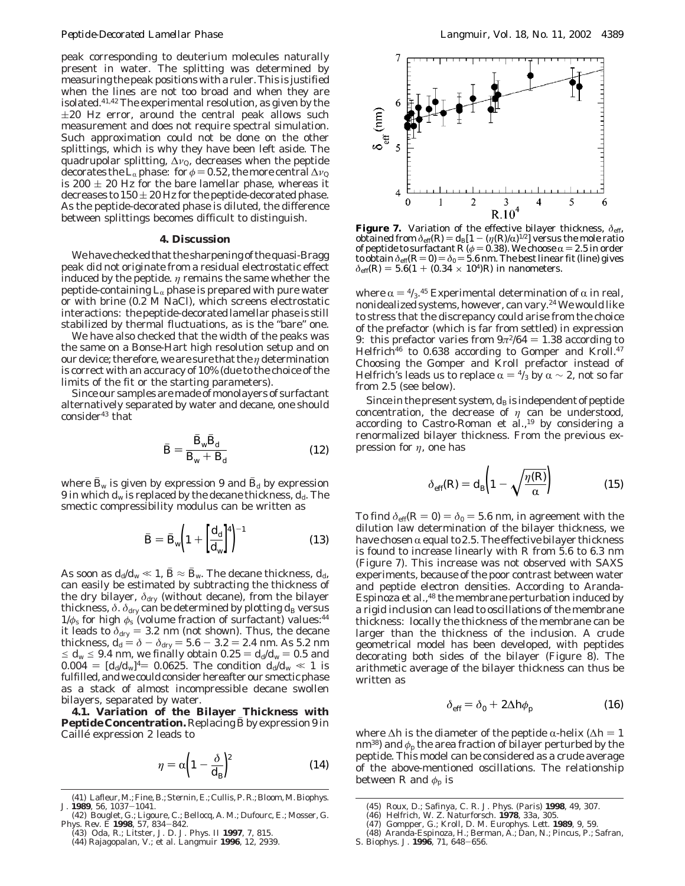peak corresponding to deuterium molecules naturally present in water. The splitting was determined by measuring the peak positions with a ruler. This is justified when the lines are not too broad and when they are isolated.[41,42] The experimental resolution, as given by the ±20 Hz error, around the central peak allows such measurement and does not require spectral simulation. Such approximation could not be done on the other splittings, which is why they have been left aside. The quadrupolar splitting, $\Delta\nu_Q$, decreases when the peptide decorates the $L_\alpha$ phase: for $\phi = 0.52$, the more central $\Delta\nu_Q$ is $200 \pm 20$ Hz for the bare lamellar phase, whereas it decreases to $150 \pm 20$ Hz for the peptide-decorated phase. As the peptide-decorated phase is diluted, the difference between splittings becomes difficult to distinguish.

## 4. Discussion

We have checked that the sharpening of the quasi-Bragg peak did not originate from a residual electrostatic effect induced by the peptide. $\eta$ remains the same whether the peptide-containing $L_\alpha$ phase is prepared with pure water or with brine (0.2 M NaCl), which screens electrostatic interactions: the peptide-decorated lamellar phase is still stabilized by thermal fluctuations, as is the "bare" one.

We have also checked that the width of the peaks was the same on a Bonse-Hart high resolution setup and on our device; therefore, we are sure that the $\eta$ determination is correct with an accuracy of 10% (due to the choice of the limits of the fit or the starting parameters).

Since our samples are made of monolayers of surfactant alternatively separated by water and decane, one should consider[43] that

$$\bar{B} = \frac{\bar{B}_w \bar{B}_d}{\bar{B}_w + \bar{B}_d} \tag{12}$$

where $\bar{B}_w$ is given by expression 9 and $\bar{B}_d$ by expression 9 in which $d_w$ is replaced by the decane thickness, $d_d$. The smectic compressibility modulus can be written as

$$\bar{B} = \bar{B}_w \left(1 + \left[\frac{d_d}{d_w}\right]^4\right)^{-1} \tag{13}$$

As soon as $d_d/d_w \ll 1$, $\bar{B} \approx \bar{B}_w$. The decane thickness, $d_d$, can easily be estimated by subtracting the thickness of the dry bilayer, $\delta_{dry}$ (without decane), from the bilayer thickness, $\delta$. $\delta_{dry}$ can be determined by plotting $d_B$ versus $1/\phi_s$ for high $\phi_s$ (volume fraction of surfactant) values:[44] it leads to $\delta_{dry} = 3.2$ nm (not shown). Thus, the decane thickness, $d_d = \delta - \delta_{dry} = 5.6 - 3.2 = 2.4$ nm. As 5.2 nm $\leq d_w \leq$ 9.4 nm, we finally obtain $0.25 = d_d/d_w = 0.5$ and $0.004 = [d_d/d_w]^4 = 0.0625$. The condition $d_d/d_w \ll 1$ is fulfilled, and we could consider hereafter our smectic phase as a stack of almost incompressible decane swollen bilayers, separated by water.

**4.1. Variation of the Bilayer Thickness with Peptide Concentration.** Replacing $\bar{B}$ by expression 9 in Caillé expression 2 leads to

$$\eta = \alpha\left(1 - \frac{\delta}{d_B}\right)^2 \tag{14}$$

where $\alpha = 4/3$.[45] Experimental determination of $\alpha$ in real, nonidealized systems, however, can vary.[24] We would like to stress that the discrepancy could arise from the choice of the prefactor (which is far from settled) in expression 9: this prefactor varies from $9\pi^2/64 = 1.38$ according to Helfrich[46] to 0.638 according to Gomper and Kroll.[47] Choosing the Gomper and Kroll prefactor instead of Helfrich's leads us to replace $\alpha = 4/3$ by $\alpha \sim 2$, not so far from 2.5 (see below).

**Figure 7.** Variation of the effective bilayer thickness, $\delta_{eff}$, obtained from $\delta_{eff}(R) = d_B[1 - (\eta(R)/\alpha)^{1/2}]$ versus the mole ratio of peptide to surfactant R ($\phi = 0.38$). We choose $\alpha = 2.5$ in order to obtain $\delta_{eff}(R = 0) = \delta_0 = 5.6$ nm. The best linear fit (line) gives $\delta_{eff}(R) = 5.6(1 + (0.34 \times 10^4)R)$ in nanometers.

Since in the present system, $d_B$ is independent of peptide concentration, the decrease of $\eta$ can be understood, according to Castro-Roman et al.,[19] by considering a renormalized bilayer thickness. From the previous expression for $\eta$, one has

$$\delta_{eff}(R) = d_B\left(1 - \sqrt{\frac{\eta(R)}{\alpha}}\right) \tag{15}$$

To find $\delta_{eff}(R = 0) = \delta_0 = 5.6$ nm, in agreement with the dilution law determination of the bilayer thickness, we have chosen $\alpha$ equal to 2.5. The effective bilayer thickness is found to increase linearly with R from 5.6 to 6.3 nm (Figure 7). This increase was not observed with SAXS experiments, because of the poor contrast between water and peptide electron densities. According to Aranda-Espinoza et al.,[48] the membrane perturbation induced by a rigid inclusion can lead to oscillations of the membrane thickness: locally the thickness of the membrane can be larger than the thickness of the inclusion. A crude geometrical model has been developed, with peptides decorating both sides of the bilayer (Figure 8). The arithmetic average of the bilayer thickness can thus be written as

$$\delta_{eff} = \delta_0 + 2\Delta h \phi_p \tag{16}$$

where $\Delta h$ is the diameter of the peptide $\alpha$-helix ($\Delta h = 1$ nm[38]) and $\phi_p$ the area fraction of bilayer perturbed by the peptide. This model can be considered as a crude average of the above-mentioned oscillations. The relationship between R and $\phi_p$ is

(41) Lafleur, M.; Fine, B.; Sternin, E.; Cullis, P. R.; Bloom, M. *Biophys. J.* **1989**, *56*, 1037–1041.
(42) Bouglet, G.; Ligoure, C.; Bellocq, A. M.; Dufourc, E.; Mosser, G. *Phys. Rev. E* **1998**, *57*, 834–842.
(43) Oda, R.; Litster, J. D. *J. Phys. II* **1997**, *7*, 815.
(44) Rajagopalan, V.; et al. *Langmuir* **1996**, *12*, 2939.
(45) Roux, D.; Safinya, C. R. *J. Phys. (Paris)* **1998**, *49*, 307.
(46) Helfrich, W. *Z. Naturforsch.* **1978**, *33a*, 305.
(47) Gompper, G.; Kroll, D. M. *Europhys. Lett.* **1989**, *9*, 59.
(48) Aranda-Espinoza, H.; Berman, A.; Dan, N.; Pincus, P.; Safran, S. *Biophys. J.* **1996**, *71*, 648–656.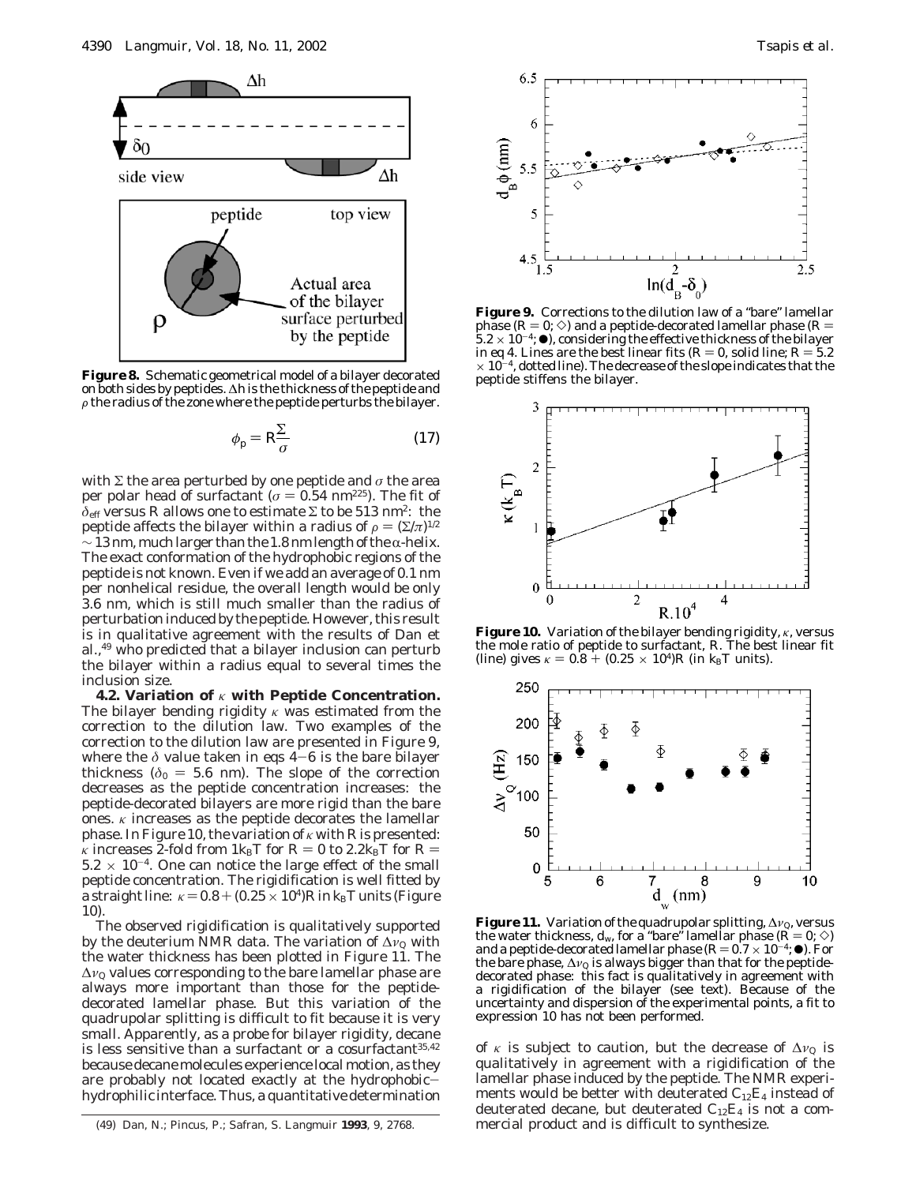**Figure 8.** Schematic geometrical model of a bilayer decorated on both sides by peptides. $\Delta h$ is the thickness of the peptide and $\rho$ the radius of the zone where the peptide perturbs the bilayer.

$$\phi_p = R\frac{\Sigma}{\sigma} \tag{17}$$

with $\Sigma$ the area perturbed by one peptide and $\sigma$ the area per polar head of surfactant ($\sigma = 0.54$ nm[2,25]). The fit of $\delta_{eff}$ versus $R$ allows one to estimate $\Sigma$ to be 513 nm$^2$: the peptide affects the bilayer within a radius of $\rho = (\Sigma/\pi)^{1/2} \sim 13$ nm, much larger than the 1.8 nm length of the $\alpha$-helix. The exact conformation of the hydrophobic regions of the peptide is not known. Even if we add an average of 0.1 nm per nonhelical residue, the overall length would be only 3.6 nm, which is still much smaller than the radius of perturbation induced by the peptide. However, this result is in qualitative agreement with the results of Dan et al.,[49] who predicted that a bilayer inclusion can perturb the bilayer within a radius equal to several times the inclusion size.

**4.2. Variation of $\kappa$ with Peptide Concentration.** The bilayer bending rigidity $\kappa$ was estimated from the correction to the dilution law. Two examples of the correction to the dilution law are presented in Figure 9, where the $\delta$ value taken in eqs 4–6 is the bare bilayer thickness ($\delta_0 = 5.6$ nm). The slope of the correction decreases as the peptide concentration increases: the peptide-decorated bilayers are more rigid than the bare ones. $\kappa$ increases as the peptide decorates the lamellar phase. In Figure 10, the variation of $\kappa$ with $R$ is presented: $\kappa$ increases 2-fold from $1k_BT$ for $R = 0$ to $2.2k_BT$ for $R = 5.2 \times 10^{-4}$. One can notice the large effect of the small peptide concentration. The rigidification is well fitted by a straight line: $\kappa = 0.8 + (0.25 \times 10^4)R$ in $k_BT$ units (Figure 10).

The observed rigidification is qualitatively supported by the deuterium NMR data. The variation of $\Delta\nu_Q$ with the water thickness has been plotted in Figure 11. The $\Delta\nu_Q$ values corresponding to the bare lamellar phase are always more important than those for the peptide-decorated lamellar phase. But this variation of the quadrupolar splitting is difficult to fit because it is very small. Apparently, as a probe for bilayer rigidity, decane is less sensitive than a surfactant or a cosurfactant[35,42] because decane molecules experience local motion, as they are probably not located exactly at the hydrophobic–hydrophilic interface. Thus, a quantitative determination of $\kappa$ is subject to caution, but the decrease of $\Delta\nu_Q$ is qualitatively in agreement with a rigidification of the lamellar phase induced by the peptide. The NMR experiments would be better with deuterated $C_{12}E_4$ instead of deuterated decane, but deuterated $C_{12}E_4$ is not a commercial product and is difficult to synthesize.

**Figure 9.** Corrections to the dilution law of a "bare" lamellar phase ($R = 0$; ◇) and a peptide-decorated lamellar phase ($R = 5.2 \times 10^{-4}$; ●), considering the effective thickness of the bilayer in eq 4. Lines are the best linear fits ($R = 0$, solid line; $R = 5.2 \times 10^{-4}$, dotted line). The decrease of the slope indicates that the peptide stiffens the bilayer.

**Figure 10.** Variation of the bilayer bending rigidity, $\kappa$, versus the mole ratio of peptide to surfactant, $R$. The best linear fit (line) gives $\kappa = 0.8 + (0.25 \times 10^4)R$ (in $k_BT$ units).

**Figure 11.** Variation of the quadrupolar splitting, $\Delta\nu_Q$, versus the water thickness, $d_w$, for a "bare" lamellar phase ($R = 0$; ◇) and a peptide-decorated lamellar phase ($R = 0.7 \times 10^{-4}$; ●). For the bare phase, $\Delta\nu_Q$ is always bigger than that for the peptide-decorated phase: this fact is qualitatively in agreement with a rigidification of the bilayer (see text). Because of the uncertainty and dispersion of the experimental points, a fit to expression 10 has not been performed.

(49) Dan, N.; Pincus, P.; Safran, S. *Langmuir* **1993**, *9*, 2768.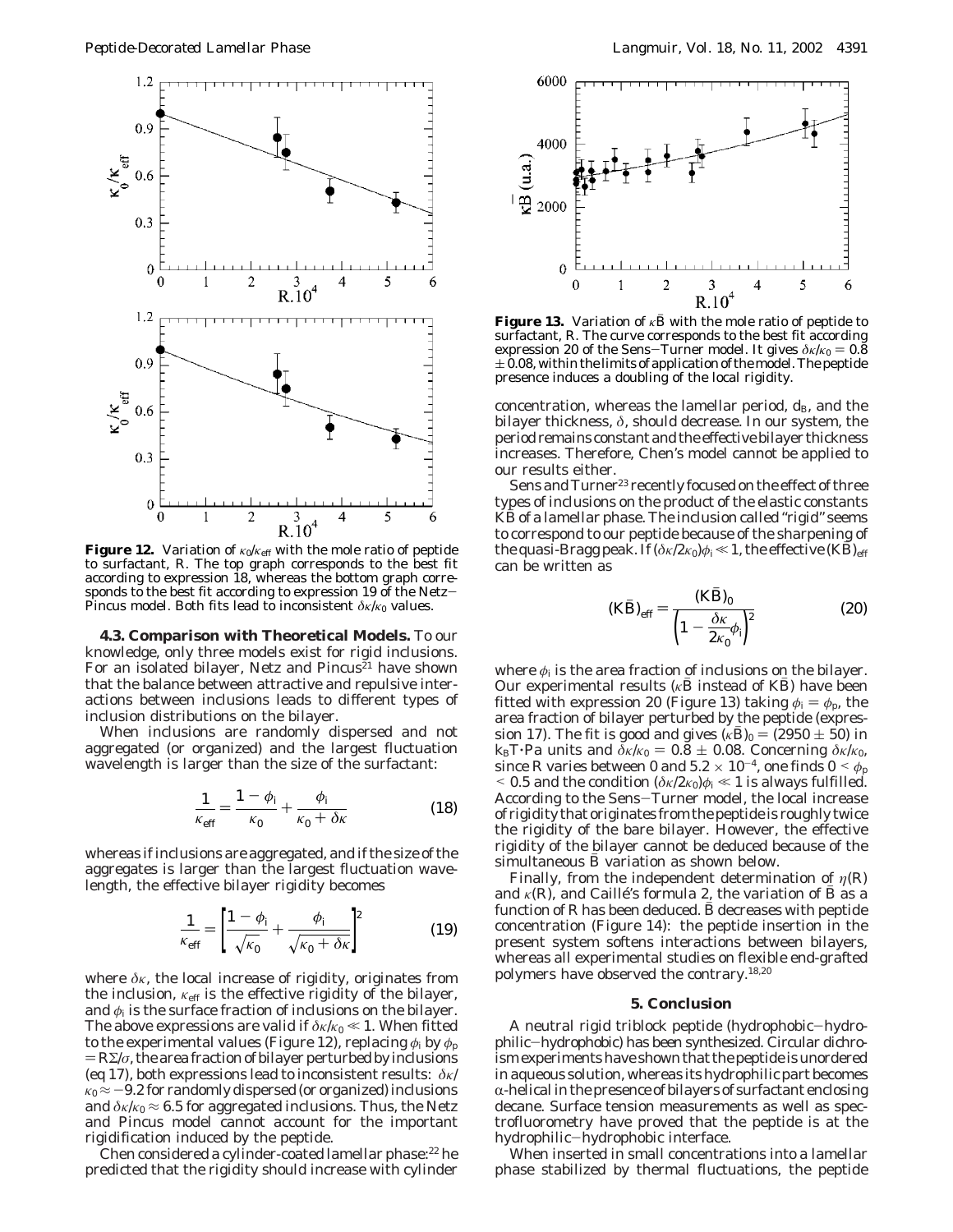**Figure 12.** Variation of $\kappa_0/\kappa_{eff}$ with the mole ratio of peptide to surfactant, $R$. The top graph corresponds to the best fit according to expression 18, whereas the bottom graph corresponds to the best fit according to expression 19 of the Netz–Pincus model. Both fits lead to inconsistent $\delta\kappa/\kappa_0$ values.

**4.3. Comparison with Theoretical Models.** To our knowledge, only three models exist for rigid inclusions. For an isolated bilayer, Netz and Pincus[21] have shown that the balance between attractive and repulsive interactions between inclusions leads to different types of inclusion distributions on the bilayer.

When inclusions are randomly dispersed and not aggregated (or organized) and the largest fluctuation wavelength is larger than the size of the surfactant:

$$\frac{1}{\kappa_{eff}} = \frac{1-\phi_i}{\kappa_0} + \frac{\phi_i}{\kappa_0 + \delta\kappa} \tag{18}$$

whereas if inclusions are aggregated, and if the size of the aggregates is larger than the largest fluctuation wavelength, the effective bilayer rigidity becomes

$$\frac{1}{\kappa_{eff}} = \left[\frac{1-\phi_i}{\sqrt{\kappa_0}} + \frac{\phi_i}{\sqrt{\kappa_0 + \delta\kappa}}\right]^2 \tag{19}$$

where $\delta\kappa$, the local increase of rigidity, originates from the inclusion, $\kappa_{eff}$ is the effective rigidity of the bilayer, and $\phi_i$ is the surface fraction of inclusions on the bilayer. The above expressions are valid if $\delta\kappa/\kappa_0 \ll 1$. When fitted to the experimental values (Figure 12), replacing $\phi_i$ by $\phi_p = R\Sigma/\sigma$, the area fraction of bilayer perturbed by inclusions (eq 17), both expressions lead to inconsistent results: $\delta\kappa/\kappa_0 \approx -9.2$ for randomly dispersed (or organized) inclusions and $\delta\kappa/\kappa_0 \approx 6.5$ for aggregated inclusions. Thus, the Netz and Pincus model cannot account for the important rigidification induced by the peptide.

Chen considered a cylinder-coated lamellar phase:[22] he predicted that the rigidity should increase with cylinder concentration, whereas the lamellar period, $d_B$, and the bilayer thickness, $\delta$, should decrease. In our system, the period remains constant and the effective bilayer thickness increases. Therefore, Chen's model cannot be applied to our results either.

Sens and Turner[23] recently focused on the effect of three types of inclusions on the product of the elastic constants $K\bar{B}$ of a lamellar phase. The inclusion called "rigid" seems to correspond to our peptide because of the sharpening of the quasi-Bragg peak. If $(\delta\kappa/2\kappa_0)\phi_i \ll 1$, the effective $(K\bar{B})_{eff}$ can be written as

$$(K\bar{B})_{eff} = \frac{(K\bar{B})_0}{\left(1 - \frac{\delta\kappa}{2\kappa_0}\phi_i\right)^2} \tag{20}$$

where $\phi_i$ is the area fraction of inclusions on the bilayer. Our experimental results ($\kappa\bar{B}$ instead of $K\bar{B}$) have been fitted with expression 20 (Figure 13) taking $\phi_i = \phi_p$, the area fraction of bilayer perturbed by the peptide (expression 17). The fit is good and gives $(\kappa\bar{B})_0 = (2950 \pm 50)$ in $k_BT \cdot Pa$ units and $\delta\kappa/\kappa_0 = 0.8 \pm 0.08$. Concerning $\delta\kappa/\kappa_0$, since $R$ varies between 0 and $5.2 \times 10^{-4}$, one finds $0 < \phi_p < 0.5$ and the condition $(\delta\kappa/2\kappa_0)\phi_i \ll 1$ is always fulfilled. According to the Sens–Turner model, the local increase of rigidity that originates from the peptide is roughly twice the rigidity of the bare bilayer. However, the effective rigidity of the bilayer cannot be deduced because of the simultaneous $\bar{B}$ variation as shown below.

**Figure 13.** Variation of $\kappa\bar{B}$ with the mole ratio of peptide to surfactant, $R$. The curve corresponds to the best fit according expression 20 of the Sens–Turner model. It gives $\delta\kappa/\kappa_0 = 0.8 \pm 0.08$, within the limits of application of the model. The peptide presence induces a doubling of the local rigidity.

Finally, from the independent determination of $\eta(R)$ and $\kappa(R)$, and Caillé's formula 2, the variation of $\bar{B}$ as a function of $R$ has been deduced. $\bar{B}$ decreases with peptide concentration (Figure 14): the peptide insertion in the present system softens interactions between bilayers, whereas all experimental studies on flexible end-grafted polymers have observed the contrary.[18,20]

## 5. Conclusion

A neutral rigid triblock peptide (hydrophobic–hydrophilic–hydrophobic) has been synthesized. Circular dichroism experiments have shown that the peptide is unordered in aqueous solution, whereas its hydrophilic part becomes α-helical in the presence of bilayers of surfactant enclosing decane. Surface tension measurements as well as spectrofluorometry have proved that the peptide is at the hydrophilic–hydrophobic interface.

When inserted in small concentrations into a lamellar phase stabilized by thermal fluctuations, the peptide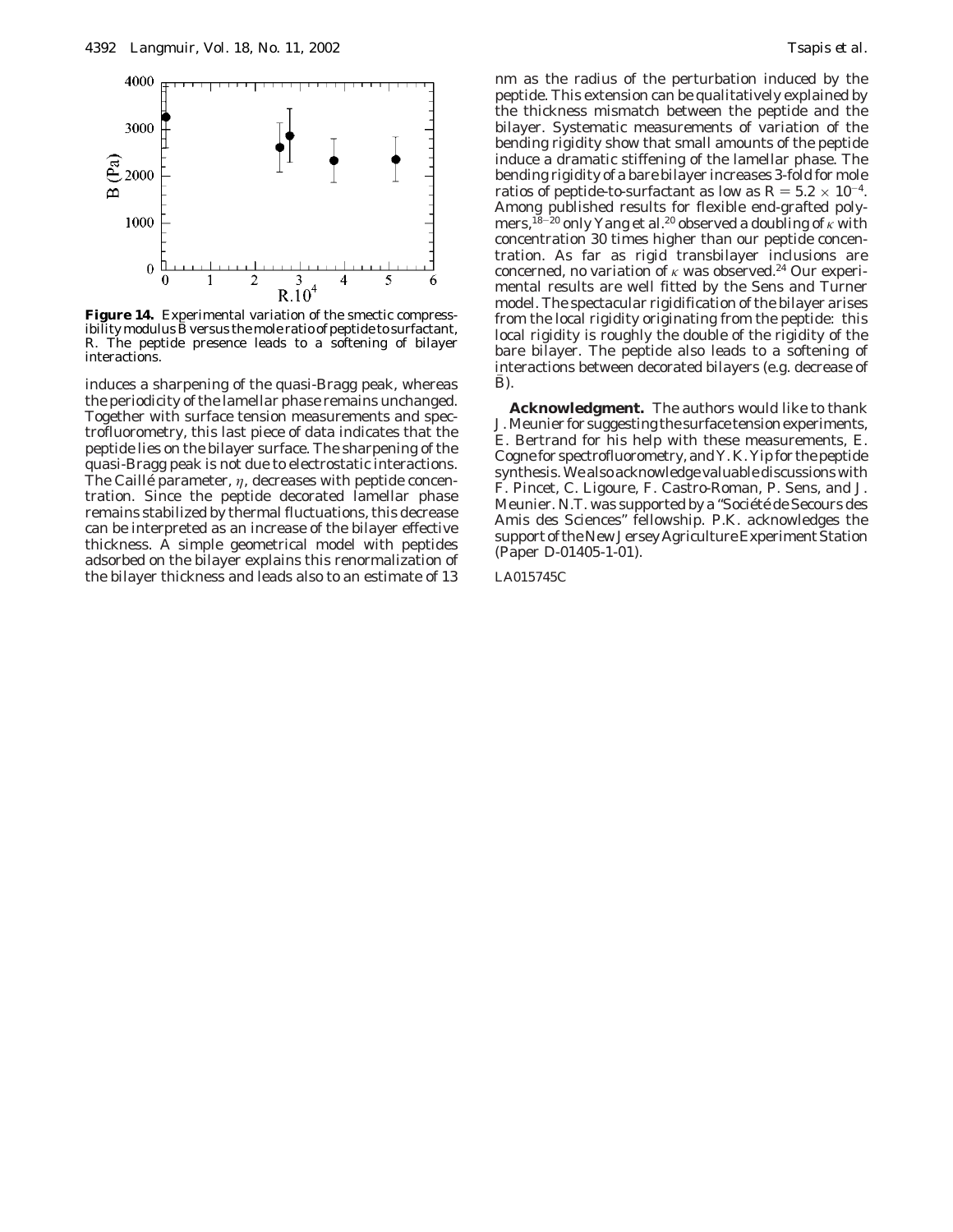4000

3000

B (Pa)

2000

1000

0

0 1 2 3 4 5 6

R.10$^4$

**Figure 14.** Experimental variation of the smectic compressibility modulus $\bar{B}$ versus the mole ratio of peptide to surfactant, R. The peptide presence leads to a softening of bilayer interactions.

induces a sharpening of the quasi-Bragg peak, whereas the periodicity of the lamellar phase remains unchanged. Together with surface tension measurements and spectrofluorometry, this last piece of data indicates that the peptide lies on the bilayer surface. The sharpening of the quasi-Bragg peak is not due to electrostatic interactions. The Caillé parameter, $\eta$, decreases with peptide concentration. Since the peptide decorated lamellar phase remains stabilized by thermal fluctuations, this decrease can be interpreted as an increase of the bilayer effective thickness. A simple geometrical model with peptides adsorbed on the bilayer explains this renormalization of the bilayer thickness and leads also to an estimate of 13 nm as the radius of the perturbation induced by the peptide. This extension can be qualitatively explained by the thickness mismatch between the peptide and the bilayer. Systematic measurements of variation of the bending rigidity show that small amounts of the peptide induce a dramatic stiffening of the lamellar phase. The bending rigidity of a bare bilayer increases 3-fold for mole ratios of peptide-to-surfactant as low as $R = 5.2 \times 10^{-4}$. Among published results for flexible end-grafted polymers,[18-20] only Yang et al.[20] observed a doubling of $\kappa$ with concentration 30 times higher than our peptide concentration. As far as rigid transbilayer inclusions are concerned, no variation of $\kappa$ was observed.[24] Our experimental results are well fitted by the Sens and Turner model. The spectacular rigidification of the bilayer arises from the local rigidity originating from the peptide: this local rigidity is roughly the double of the rigidity of the bare bilayer. The peptide also leads to a softening of interactions between decorated bilayers (e.g. decrease of $\bar{B}$).

**Acknowledgment.** The authors would like to thank J. Meunier for suggesting the surface tension experiments, E. Bertrand for his help with these measurements, E. Cogne for spectrofluorometry, and Y. K. Yip for the peptide synthesis. We also acknowledge valuable discussions with F. Pincet, C. Ligoure, F. Castro-Roman, P. Sens, and J. Meunier. N.T. was supported by a "Société de Secours des Amis des Sciences" fellowship. P.K. acknowledges the support of the New Jersey Agriculture Experiment Station (Paper D-01405-1-01).

LA015745C